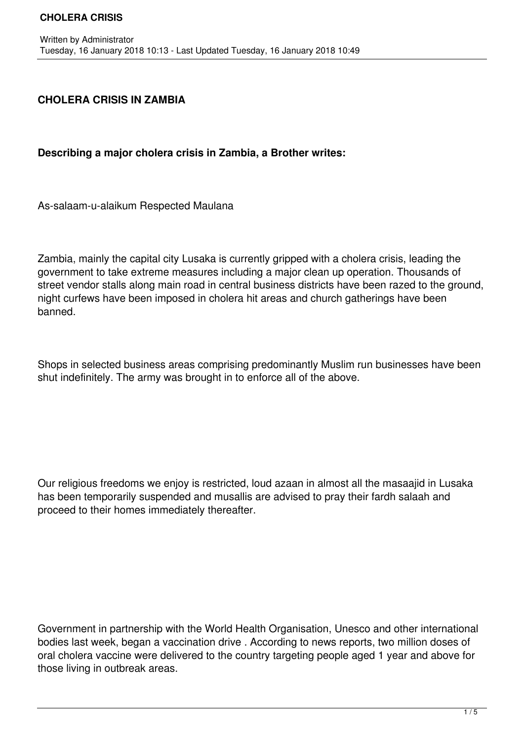## CHOLERA CRISIS IN ZAMBIA

**Describing a major cholera crisis in Zambia, a Brother writes:**

As-salaam-u-alaikum Respected Maulana

Zambia, mainly the capital city Lusaka is currently gripped with a cholera crisis, leading the government to take extreme measures including a major clean up operation. Thousands of street vendor stalls along main road in central business districts have been razed to the ground, night curfews have been imposed in cholera hit areas and church gatherings have been banned.

Shops in selected business areas comprising predominantly Muslim run businesses have been shut indefinitely. The army was brought in to enforce all of the above.

Our religious freedoms we enjoy is restricted, loud azaan in almost all the masaajid in Lusaka has been temporarily suspended and musallis are advised to pray their fardh salaah and proceed to their homes immediately thereafter.

Government in partnership with the World Health Organisation, Unesco and other international bodies last week, began a vaccination drive . According to news reports, two million doses of oral cholera vaccine were delivered to the country targeting people aged 1 year and above for those living in outbreak areas.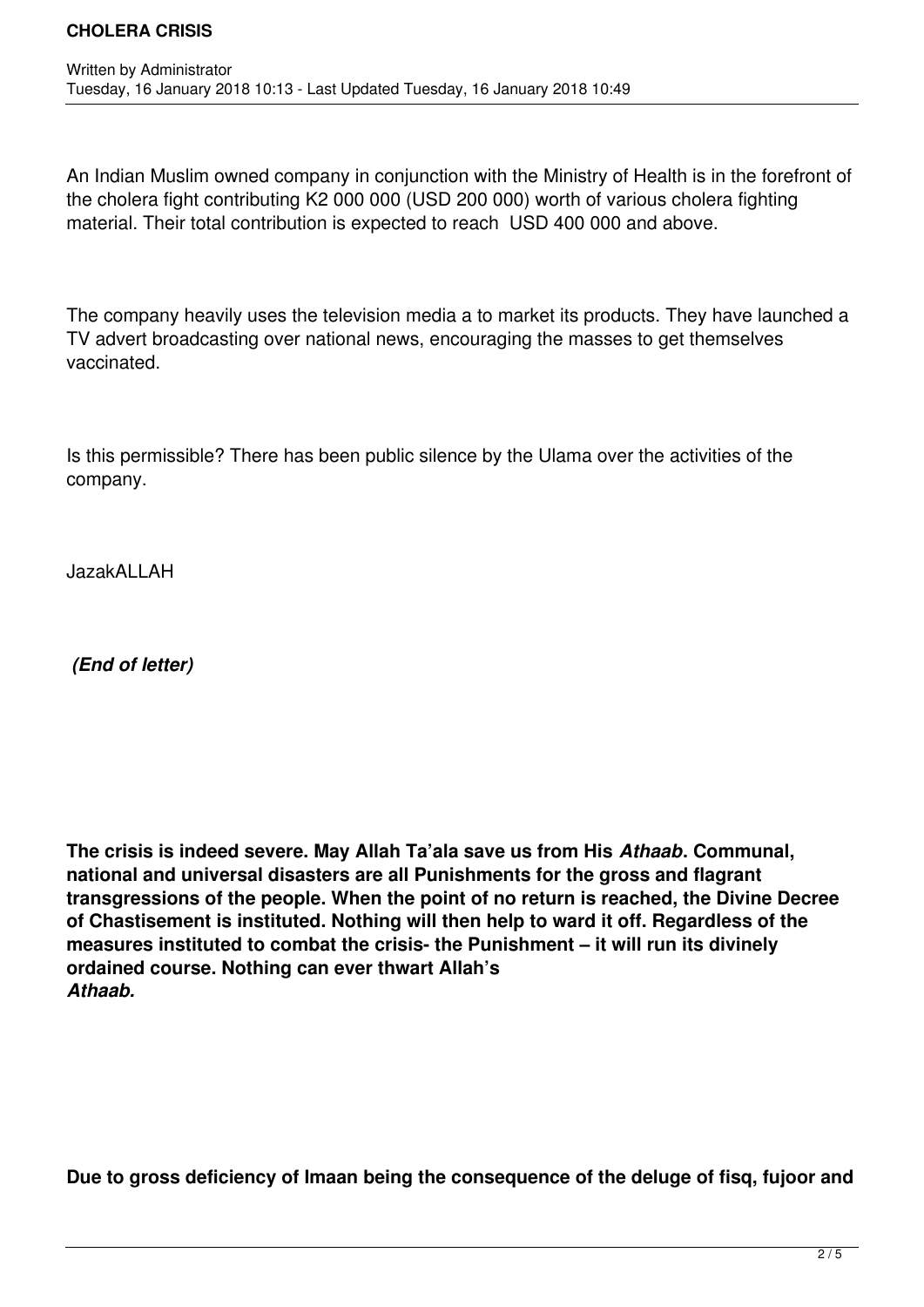An Indian Muslim owned company in conjunction with the Ministry of Health is in the forefront of the cholera fight contributing K2 000 000 (USD 200 000) worth of various cholera fighting material. Their total contribution is expected to reach USD 400 000 and above.

The company heavily uses the television media a to market its products. They have launched a TV advert broadcasting over national news, encouraging the masses to get themselves vaccinated.

Is this permissible? There has been public silence by the Ulama over the activities of the company.

JazakALLAH

***(End of letter)***

**The crisis is indeed severe. May Allah Ta'ala save us from His *Athaab*. Communal, national and universal disasters are all Punishments for the gross and flagrant transgressions of the people. When the point of no return is reached, the Divine Decree of Chastisement is instituted. Nothing will then help to ward it off. Regardless of the measures instituted to combat the crisis- the Punishment – it will run its divinely ordained course. Nothing can ever thwart Allah's *Athaab.***

**Due to gross deficiency of Imaan being the consequence of the deluge of fisq, fujoor and**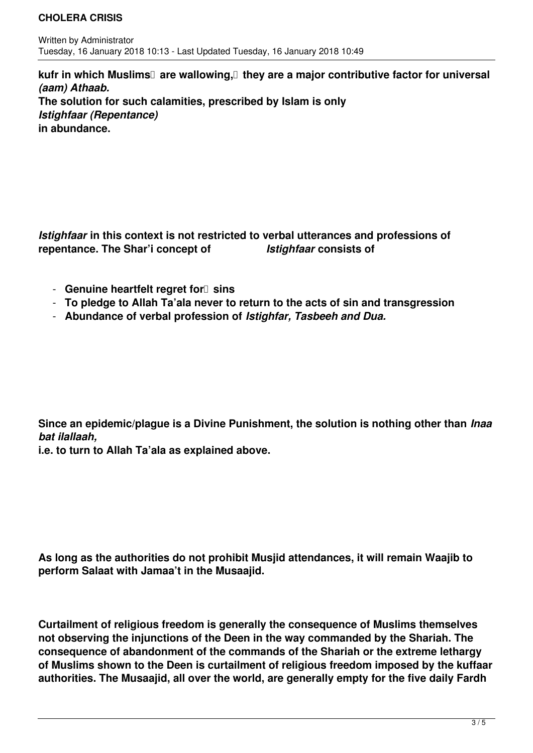**kufr in which Muslims are wallowing, they are a major contributive factor for universal *(aam) Athaab.***

**The solution for such calamities, prescribed by Islam is only *Istighfaar (Repentance)* in abundance.**

***Istighfaar* in this context is not restricted to verbal utterances and professions of repentance. The Shar'i concept of *Istighfaar* consists of**

- **Genuine heartfelt regret for sins**
- **To pledge to Allah Ta'ala never to return to the acts of sin and transgression**
- **Abundance of verbal profession of *Istighfar, Tasbeeh and Dua.***

**Since an epidemic/plague is a Divine Punishment, the solution is nothing other than *Inaa bat ilallaah,* i.e. to turn to Allah Ta'ala as explained above.**

**As long as the authorities do not prohibit Musjid attendances, it will remain Waajib to perform Salaat with Jamaa't in the Musaajid.**

**Curtailment of religious freedom is generally the consequence of Muslims themselves not observing the injunctions of the Deen in the way commanded by the Shariah. The consequence of abandonment of the commands of the Shariah or the extreme lethargy of Muslims shown to the Deen is curtailment of religious freedom imposed by the kuffaar authorities. The Musaajid, all over the world, are generally empty for the five daily Fardh**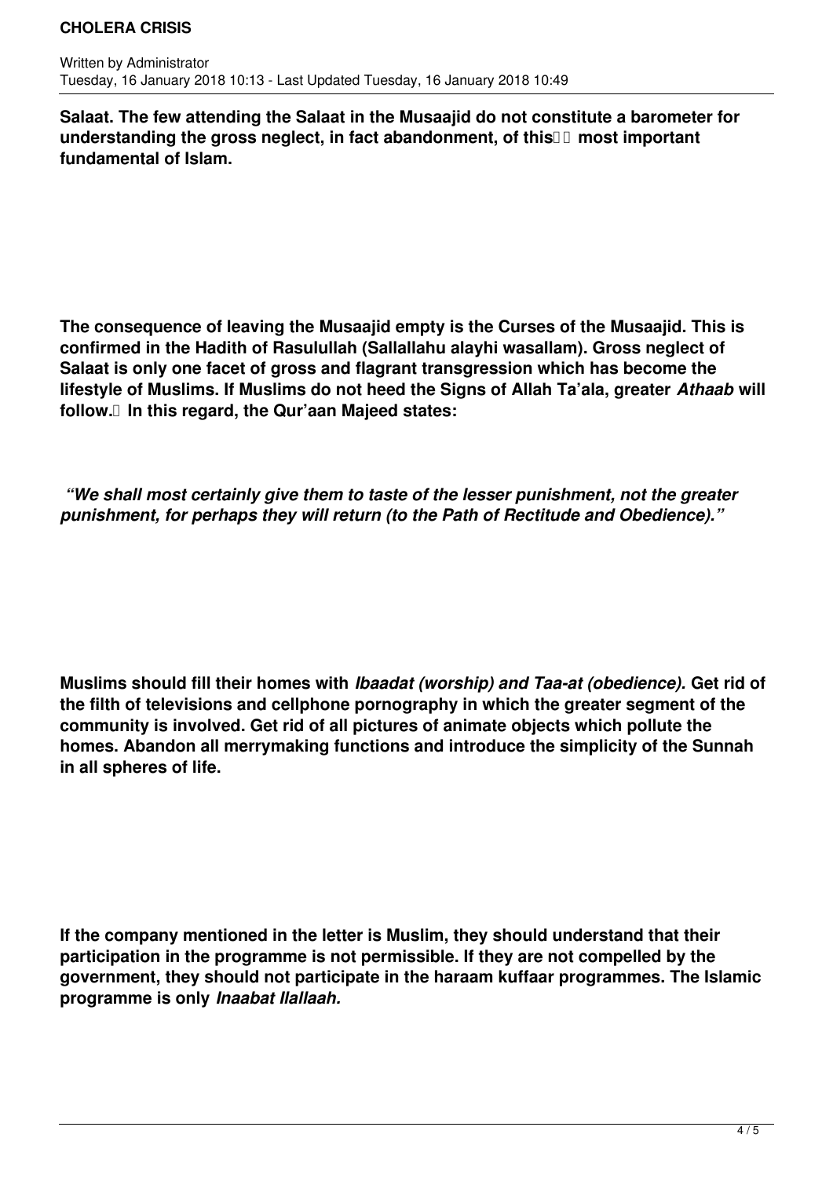**Salaat. The few attending the Salaat in the Musaajid do not constitute a barometer for understanding the gross neglect, in fact abandonment, of this most important fundamental of Islam.**

**The consequence of leaving the Musaajid empty is the Curses of the Musaajid. This is confirmed in the Hadith of Rasulullah (Sallallahu alayhi wasallam). Gross neglect of Salaat is only one facet of gross and flagrant transgression which has become the lifestyle of Muslims. If Muslims do not heed the Signs of Allah Ta'ala, greater *Athaab* will follow. In this regard, the Qur'aan Majeed states:**

***"We shall most certainly give them to taste of the lesser punishment, not the greater punishment, for perhaps they will return (to the Path of Rectitude and Obedience)."***

**Muslims should fill their homes with *Ibaadat (worship) and Taa-at (obedience).* Get rid of the filth of televisions and cellphone pornography in which the greater segment of the community is involved. Get rid of all pictures of animate objects which pollute the homes. Abandon all merrymaking functions and introduce the simplicity of the Sunnah in all spheres of life.**

**If the company mentioned in the letter is Muslim, they should understand that their participation in the programme is not permissible. If they are not compelled by the government, they should not participate in the haraam kuffaar programmes. The Islamic programme is only *Inaabat Ilallaah.***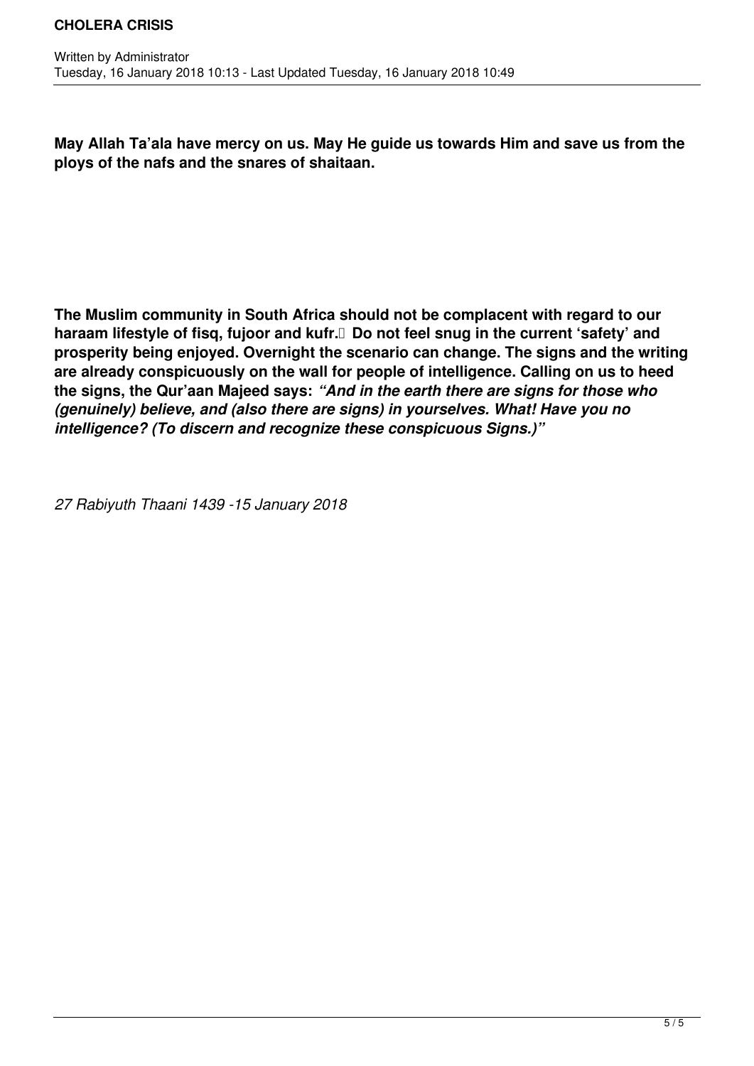**May Allah Ta'ala have mercy on us. May He guide us towards Him and save us from the ploys of the nafs and the snares of shaitaan.**

**The Muslim community in South Africa should not be complacent with regard to our haraam lifestyle of fisq, fujoor and kufr. Do not feel snug in the current 'safety' and prosperity being enjoyed. Overnight the scenario can change. The signs and the writing are already conspicuously on the wall for people of intelligence. Calling on us to heed the signs, the Qur'aan Majeed says:** ***"And in the earth there are signs for those who (genuinely) believe, and (also there are signs) in yourselves. What! Have you no intelligence? (To discern and recognize these conspicuous Signs.)"***

*27 Rabiyuth Thaani 1439 -15 January 2018*